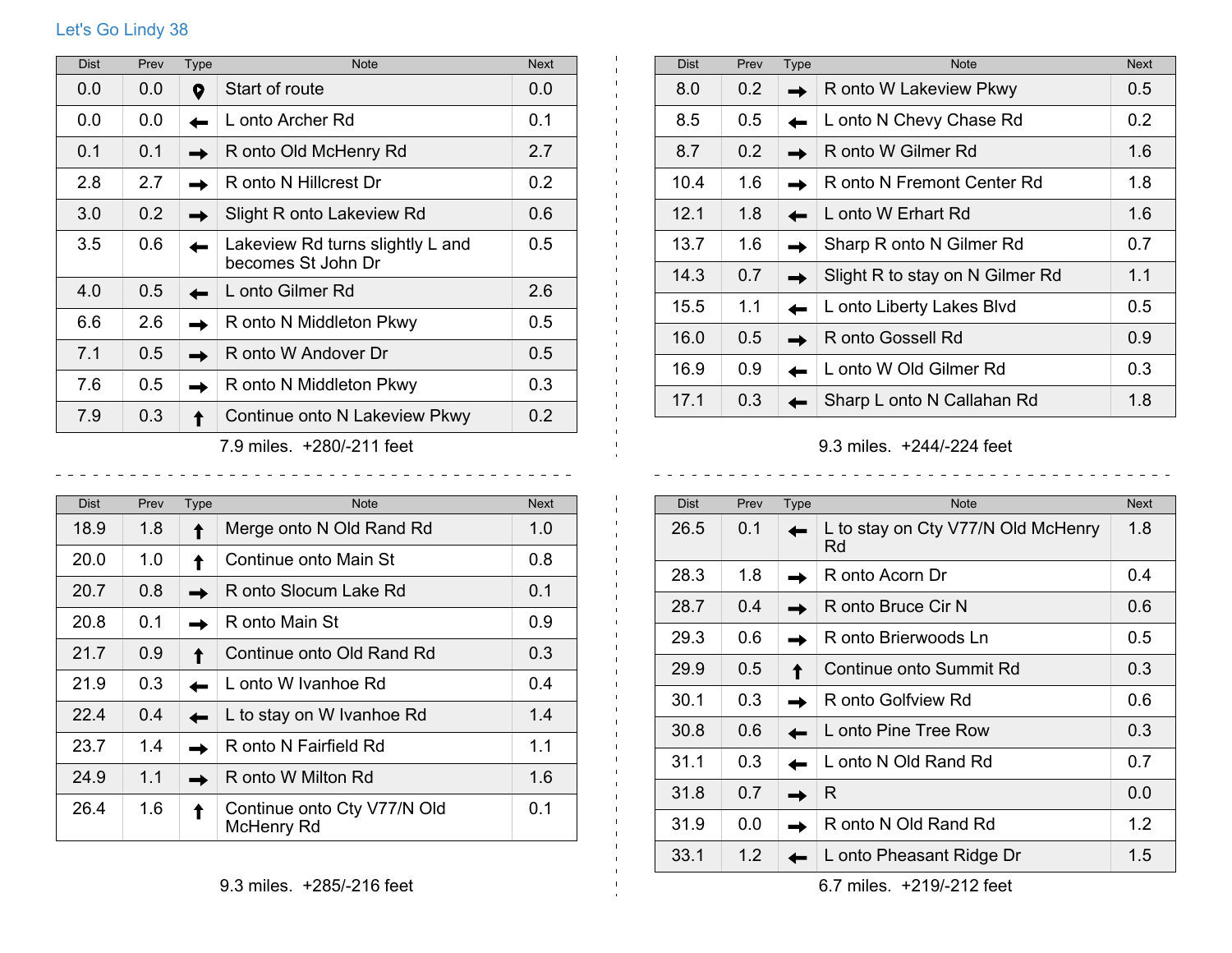Let's Go Lindy 38

| Dist | Prev | Type | Note | Next |
|---|---|---|---|---|
| 0.0 | 0.0 | 📍 | Start of route | 0.0 |
| 0.0 | 0.0 | ← | L onto Archer Rd | 0.1 |
| 0.1 | 0.1 | → | R onto Old McHenry Rd | 2.7 |
| 2.8 | 2.7 | → | R onto N Hillcrest Dr | 0.2 |
| 3.0 | 0.2 | → | Slight R onto Lakeview Rd | 0.6 |
| 3.5 | 0.6 | ← | Lakeview Rd turns slightly L and becomes St John Dr | 0.5 |
| 4.0 | 0.5 | ← | L onto Gilmer Rd | 2.6 |
| 6.6 | 2.6 | → | R onto N Middleton Pkwy | 0.5 |
| 7.1 | 0.5 | → | R onto W Andover Dr | 0.5 |
| 7.6 | 0.5 | → | R onto N Middleton Pkwy | 0.3 |
| 7.9 | 0.3 | ↑ | Continue onto N Lakeview Pkwy | 0.2 |

7.9 miles. +280/-211 feet

| Dist | Prev | Type | Note | Next |
|---|---|---|---|---|
| 8.0 | 0.2 | → | R onto W Lakeview Pkwy | 0.5 |
| 8.5 | 0.5 | ← | L onto N Chevy Chase Rd | 0.2 |
| 8.7 | 0.2 | → | R onto W Gilmer Rd | 1.6 |
| 10.4 | 1.6 | → | R onto N Fremont Center Rd | 1.8 |
| 12.1 | 1.8 | ← | L onto W Erhart Rd | 1.6 |
| 13.7 | 1.6 | → | Sharp R onto N Gilmer Rd | 0.7 |
| 14.3 | 0.7 | → | Slight R to stay on N Gilmer Rd | 1.1 |
| 15.5 | 1.1 | ← | L onto Liberty Lakes Blvd | 0.5 |
| 16.0 | 0.5 | → | R onto Gossell Rd | 0.9 |
| 16.9 | 0.9 | ← | L onto W Old Gilmer Rd | 0.3 |
| 17.1 | 0.3 | ← | Sharp L onto N Callahan Rd | 1.8 |

9.3 miles. +244/-224 feet

| Dist | Prev | Type | Note | Next |
|---|---|---|---|---|
| 18.9 | 1.8 | ↑ | Merge onto N Old Rand Rd | 1.0 |
| 20.0 | 1.0 | ↑ | Continue onto Main St | 0.8 |
| 20.7 | 0.8 | → | R onto Slocum Lake Rd | 0.1 |
| 20.8 | 0.1 | → | R onto Main St | 0.9 |
| 21.7 | 0.9 | ↑ | Continue onto Old Rand Rd | 0.3 |
| 21.9 | 0.3 | ← | L onto W Ivanhoe Rd | 0.4 |
| 22.4 | 0.4 | ← | L to stay on W Ivanhoe Rd | 1.4 |
| 23.7 | 1.4 | → | R onto N Fairfield Rd | 1.1 |
| 24.9 | 1.1 | → | R onto W Milton Rd | 1.6 |
| 26.4 | 1.6 | ↑ | Continue onto Cty V77/N Old McHenry Rd | 0.1 |

9.3 miles. +285/-216 feet

| Dist | Prev | Type | Note | Next |
|---|---|---|---|---|
| 26.5 | 0.1 | ← | L to stay on Cty V77/N Old McHenry Rd | 1.8 |
| 28.3 | 1.8 | → | R onto Acorn Dr | 0.4 |
| 28.7 | 0.4 | → | R onto Bruce Cir N | 0.6 |
| 29.3 | 0.6 | → | R onto Brierwoods Ln | 0.5 |
| 29.9 | 0.5 | ↑ | Continue onto Summit Rd | 0.3 |
| 30.1 | 0.3 | → | R onto Golfview Rd | 0.6 |
| 30.8 | 0.6 | ← | L onto Pine Tree Row | 0.3 |
| 31.1 | 0.3 | ← | L onto N Old Rand Rd | 0.7 |
| 31.8 | 0.7 | → | R | 0.0 |
| 31.9 | 0.0 | → | R onto N Old Rand Rd | 1.2 |
| 33.1 | 1.2 | ← | L onto Pheasant Ridge Dr | 1.5 |

6.7 miles. +219/-212 feet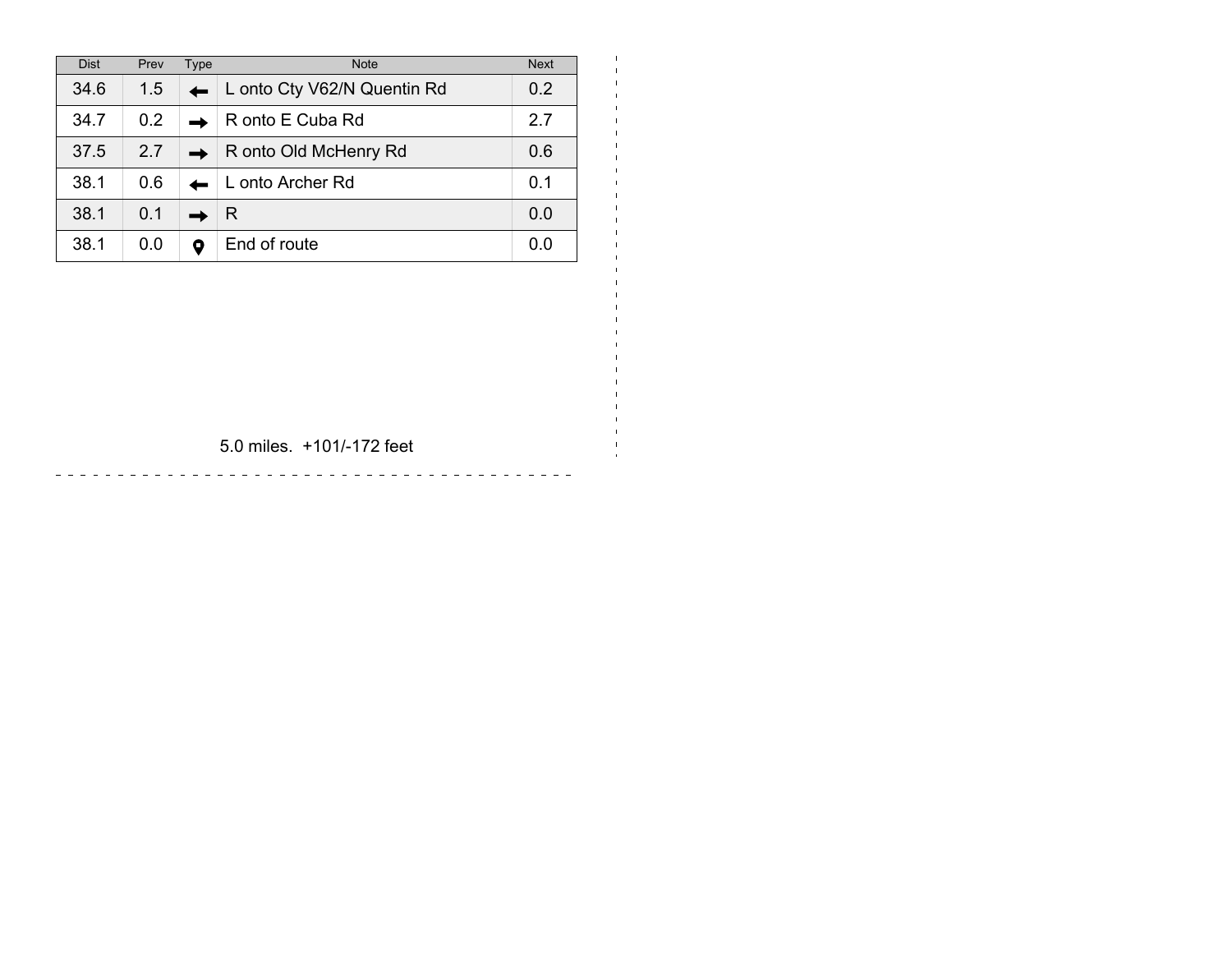| Dist | Prev | Type | Note | Next |
|---|---|---|---|---|
| 34.6 | 1.5 | ← | L onto Cty V62/N Quentin Rd | 0.2 |
| 34.7 | 0.2 | → | R onto E Cuba Rd | 2.7 |
| 37.5 | 2.7 | → | R onto Old McHenry Rd | 0.6 |
| 38.1 | 0.6 | ← | L onto Archer Rd | 0.1 |
| 38.1 | 0.1 | → | R | 0.0 |
| 38.1 | 0.0 | 📍 | End of route | 0.0 |

5.0 miles. +101/-172 feet